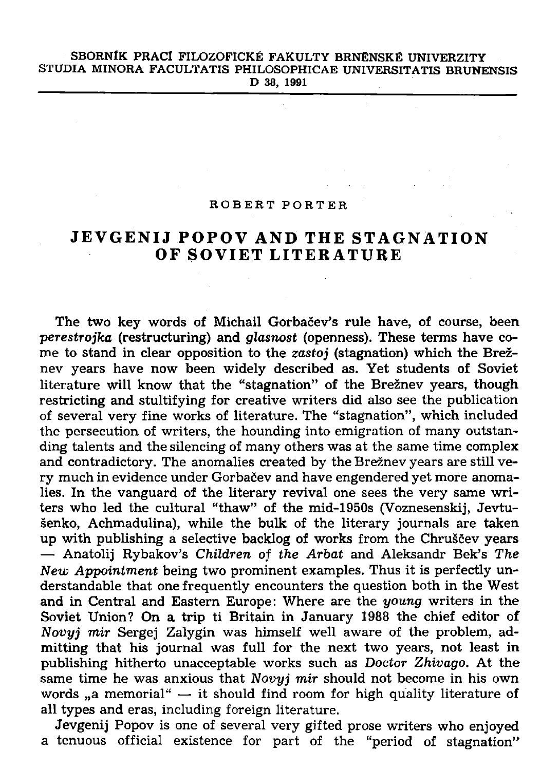SBORNÍK PRACÍ FILOZOFICKÉ FAKULTY BRNĚNSKÉ UNIVERZITY
STUDIA MINORA FACULTATIS PHILOSOPHICAE UNIVERSITATIS BRUNENSIS
D 38, 1991

ROBERT PORTER

# JEVGENIJ POPOV AND THE STAGNATION OF SOVIET LITERATURE

The two key words of Michail Gorbačev's rule have, of course, been *perestrojka* (restructuring) and *glasnost* (openness). These terms have come to stand in clear opposition to the *zastoj* (stagnation) which the Brežnev years have now been widely described as. Yet students of Soviet literature will know that the "stagnation" of the Brežnev years, though restricting and stultifying for creative writers did also see the publication of several very fine works of literature. The "stagnation", which included the persecution of writers, the hounding into emigration of many outstanding talents and the silencing of many others was at the same time complex and contradictory. The anomalies created by the Brežnev years are still very much in evidence under Gorbačev and have engendered yet more anomalies. In the vanguard of the literary revival one sees the very same writers who led the cultural "thaw" of the mid-1950s (Voznesenskij, Jevtušenko, Achmadulina), while the bulk of the literary journals are taken up with publishing a selective backlog of works from the Chruščev years — Anatolij Rybakov's *Children of the Arbat* and Aleksandr Bek's *The New Appointment* being two prominent examples. Thus it is perfectly understandable that one frequently encounters the question both in the West and in Central and Eastern Europe: Where are the *young* writers in the Soviet Union? On a trip ti Britain in January 1988 the chief editor of *Novyj mir* Sergej Zalygin was himself well aware of the problem, admitting that his journal was full for the next two years, not least in publishing hitherto unacceptable works such as *Doctor Zhivago*. At the same time he was anxious that *Novyj mir* should not become in his own words „a memorial" — it should find room for high quality literature of all types and eras, including foreign literature.

Jevgenij Popov is one of several very gifted prose writers who enjoyed a tenuous official existence for part of the "period of stagnation"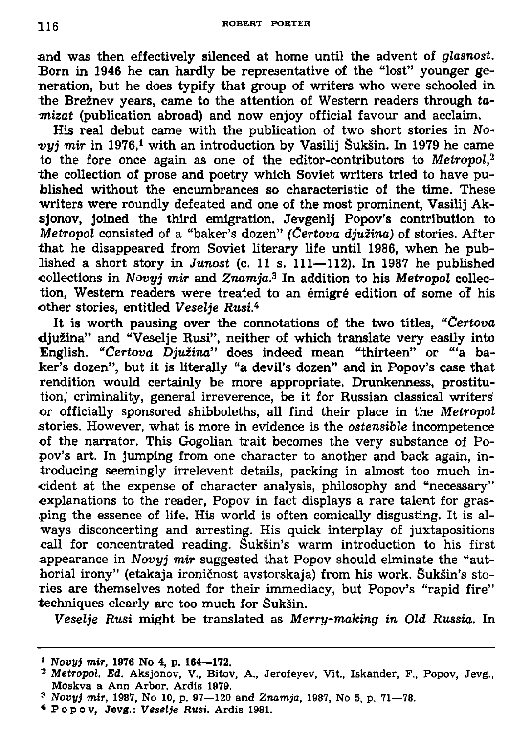and was then effectively silenced at home until the advent of *glasnost*. Born in 1946 he can hardly be representative of the "lost" younger generation, but he does typify that group of writers who were schooled in the Brežnev years, came to the attention of Western readers through *tamizat* (publication abroad) and now enjoy official favour and acclaim.

His real debut came with the publication of two short stories in *Novyj mir* in 1976,[1] with an introduction by Vasilij Šukšin. In 1979 he came to the fore once again as one of the editor-contributors to *Metropol*,[2] the collection of prose and poetry which Soviet writers tried to have published without the encumbrances so characteristic of the time. These writers were roundly defeated and one of the most prominent, Vasilij Aksjonov, joined the third emigration. Jevgenij Popov's contribution to *Metropol* consisted of a "baker's dozen" *(Čertova djužina)* of stories. After that he disappeared from Soviet literary life until 1986, when he published a short story in *Junost* (c. 11 s. 111—112). In 1987 he published collections in *Novyj mir* and *Znamja*.[3] In addition to his *Metropol* collection, Western readers were treated to an émigré edition of some of his other stories, entitled *Veselje Rusi*.[4]

It is worth pausing over the connotations of the two titles, "*Čertova* djužina" and "Veselje Rusi", neither of which translate very easily into English. "*Čertova Djužina*" does indeed mean "thirteen" or "'a baker's dozen", but it is literally "a devil's dozen" and in Popov's case that rendition would certainly be more appropriate. Drunkenness, prostitution, criminality, general irreverence, be it for Russian classical writers or officially sponsored shibboleths, all find their place in the *Metropol* stories. However, what is more in evidence is the *ostensible* incompetence of the narrator. This Gogolian trait becomes the very substance of Popov's art. In jumping from one character to another and back again, introducing seemingly irrelevent details, packing in almost too much incident at the expense of character analysis, philosophy and "necessary" explanations to the reader, Popov in fact displays a rare talent for grasping the essence of life. His world is often comically disgusting. It is always disconcerting and arresting. His quick interplay of juxtapositions call for concentrated reading. Šukšin's warm introduction to his first appearance in *Novyj mir* suggested that Popov should elminate the "authorial irony" (etakaja ironičnost avstorskaja) from his work. Šukšin's stories are themselves noted for their immediacy, but Popov's "rapid fire" techniques clearly are too much for Šukšin.

*Veselje Rusi* might be translated as *Merry-making in Old Russia*. In

---

[1] *Novyj mir*, 1976 No 4, p. 164—172.

[2] *Metropol. Ed.* Aksjonov, V., Bitov, A., Jerofeyev, Vit., Iskander, F., Popov, Jevg., Moskva a Ann Arbor. Ardis 1979.

[3] *Novyj mir*, 1987, No 10, p. 97—120 and *Znamja*, 1987, No 5, p. 71—78.

[4] Popov, Jevg.: *Veselje Rusi*. Ardis 1981.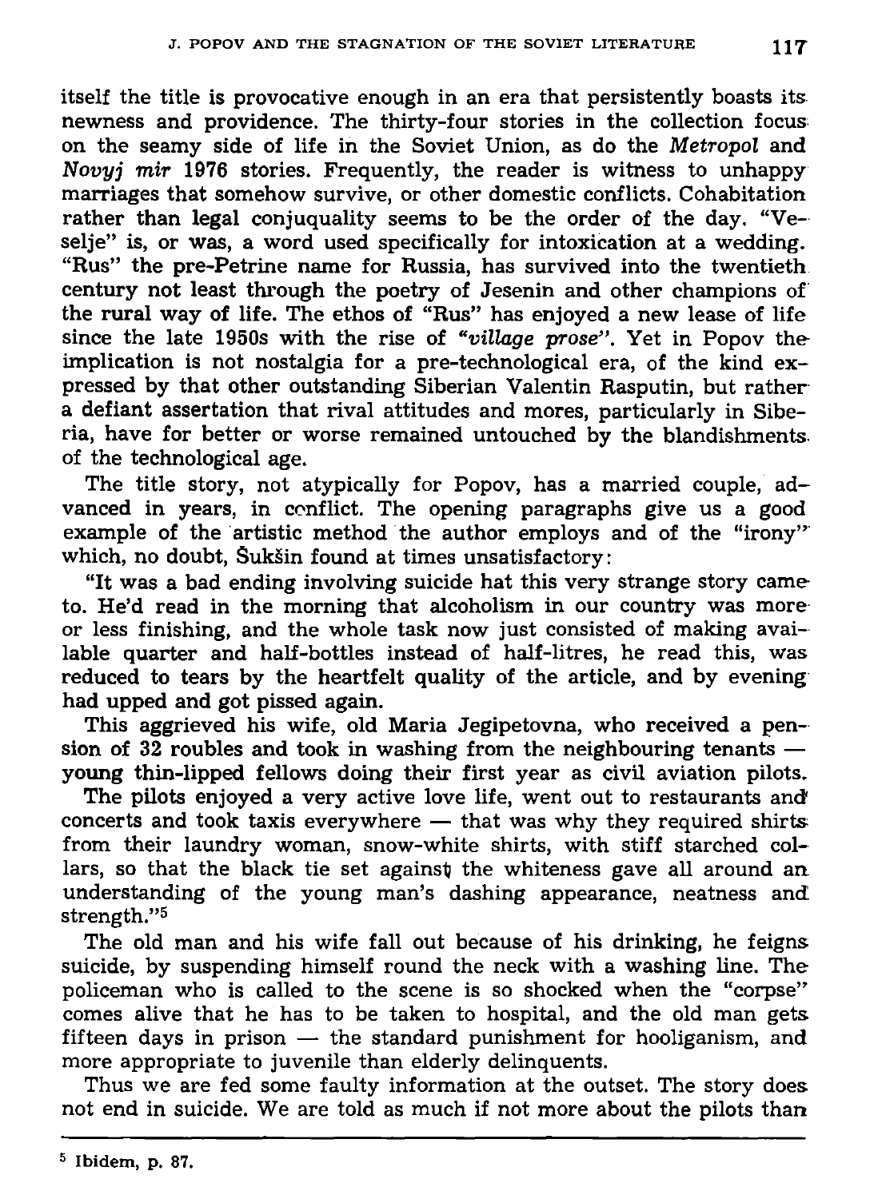itself the title is provocative enough in an era that persistently boasts its newness and providence. The thirty-four stories in the collection focus on the seamy side of life in the Soviet Union, as do the *Metropol* and *Novyj mir* 1976 stories. Frequently, the reader is witness to unhappy marriages that somehow survive, or other domestic conflicts. Cohabitation rather than legal conjuquality seems to be the order of the day. "Veselje" is, or was, a word used specifically for intoxication at a wedding. "Rus" the pre-Petrine name for Russia, has survived into the twentieth century not least through the poetry of Jesenin and other champions of the rural way of life. The ethos of "Rus" has enjoyed a new lease of life since the late 1950s with the rise of *"village prose"*. Yet in Popov the implication is not nostalgia for a pre-technological era, of the kind expressed by that other outstanding Siberian Valentin Rasputin, but rather a defiant assertation that rival attitudes and mores, particularly in Siberia, have for better or worse remained untouched by the blandishments of the technological age.

The title story, not atypically for Popov, has a married couple, advanced in years, in conflict. The opening paragraphs give us a good example of the artistic method the author employs and of the "irony" which, no doubt, Šukšin found at times unsatisfactory:

"It was a bad ending involving suicide hat this very strange story came to. He'd read in the morning that alcoholism in our country was more or less finishing, and the whole task now just consisted of making available quarter and half-bottles instead of half-litres, he read this, was reduced to tears by the heartfelt quality of the article, and by evening had upped and got pissed again.

This aggrieved his wife, old Maria Jegipetovna, who received a pension of 32 roubles and took in washing from the neighbouring tenants — young thin-lipped fellows doing their first year as civil aviation pilots.

The pilots enjoyed a very active love life, went out to restaurants and concerts and took taxis everywhere — that was why they required shirts from their laundry woman, snow-white shirts, with stiff starched collars, so that the black tie set against the whiteness gave all around an understanding of the young man's dashing appearance, neatness and strength."[5]

The old man and his wife fall out because of his drinking, he feigns suicide, by suspending himself round the neck with a washing line. The policeman who is called to the scene is so shocked when the "corpse" comes alive that he has to be taken to hospital, and the old man gets fifteen days in prison — the standard punishment for hooliganism, and more appropriate to juvenile than elderly delinquents.

Thus we are fed some faulty information at the outset. The story does not end in suicide. We are told as much if not more about the pilots than

---

[5] Ibidem, p. 87.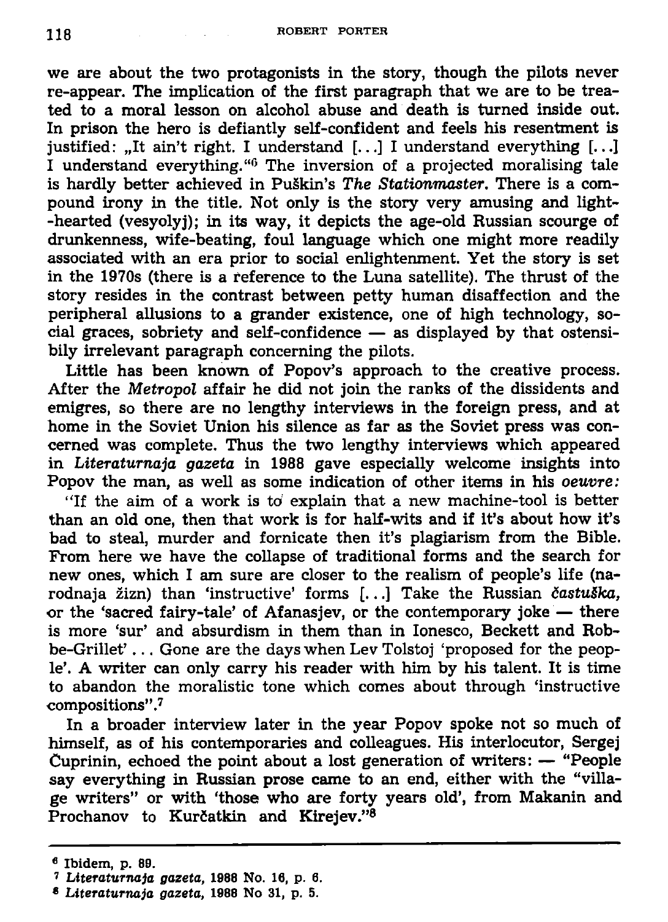we are about the two protagonists in the story, though the pilots never re-appear. The implication of the first paragraph that we are to be treated to a moral lesson on alcohol abuse and death is turned inside out. In prison the hero is defiantly self-confident and feels his resentment is justified: „It ain't right. I understand [...] I understand everything [...] I understand everything."[6] The inversion of a projected moralising tale is hardly better achieved in Puškin's *The Stationmaster*. There is a compound irony in the title. Not only is the story very amusing and light-hearted (vesyolyj); in its way, it depicts the age-old Russian scourge of drunkenness, wife-beating, foul language which one might more readily associated with an era prior to social enlightenment. Yet the story is set in the 1970s (there is a reference to the Luna satellite). The thrust of the story resides in the contrast between petty human disaffection and the peripheral allusions to a grander existence, one of high technology, social graces, sobriety and self-confidence — as displayed by that ostensibily irrelevant paragraph concerning the pilots.

Little has been known of Popov's approach to the creative process. After the *Metropol* affair he did not join the ranks of the dissidents and emigres, so there are no lengthy interviews in the foreign press, and at home in the Soviet Union his silence as far as the Soviet press was concerned was complete. Thus the two lengthy interviews which appeared in *Literaturnaja gazeta* in 1988 gave especially welcome insights into Popov the man, as well as some indication of other items in his *oeuvre:*

"If the aim of a work is to explain that a new machine-tool is better than an old one, then that work is for half-wits and if it's about how it's bad to steal, murder and fornicate then it's plagiarism from the Bible. From here we have the collapse of traditional forms and the search for new ones, which I am sure are closer to the realism of people's life (narodnaja žizn) than 'instructive' forms [...] Take the Russian *častuška,* or the 'sacred fairy-tale' of Afanasjev, or the contemporary joke — there is more 'sur' and absurdism in them than in Ionesco, Beckett and Robbe-Grillet' ... Gone are the days when Lev Tolstoj 'proposed for the people'. A writer can only carry his reader with him by his talent. It is time to abandon the moralistic tone which comes about through 'instructive compositions".[7]

In a broader interview later in the year Popov spoke not so much of himself, as of his contemporaries and colleagues. His interlocutor, Sergej Čuprinin, echoed the point about a lost generation of writers: — "People say everything in Russian prose came to an end, either with the "village writers" or with 'those who are forty years old', from Makanin and Prochanov to Kurčatkin and Kirejev."[8]

---

[6] Ibidem, p. 89.

[7] *Literaturnaja gazeta,* 1988 No. 16, p. 6.

[8] *Literaturnaja gazeta,* 1988 No 31, p. 5.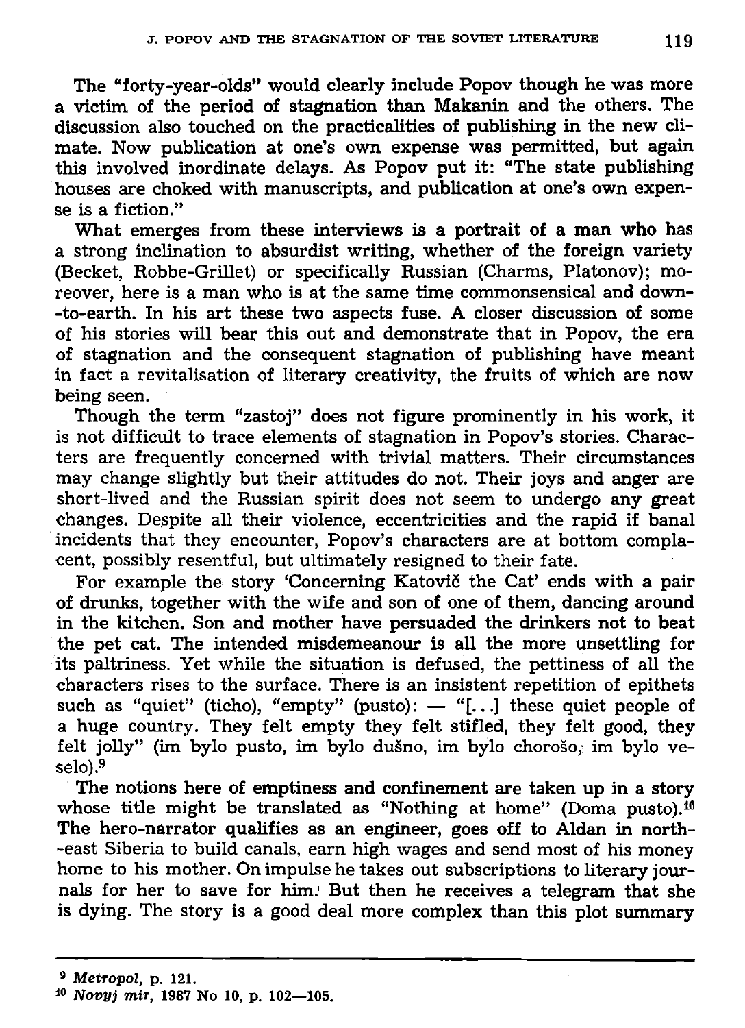The "forty-year-olds" would clearly include Popov though he was more a victim of the period of stagnation than Makanin and the others. The discussion also touched on the practicalities of publishing in the new climate. Now publication at one's own expense was permitted, but again this involved inordinate delays. As Popov put it: "The state publishing houses are choked with manuscripts, and publication at one's own expense is a fiction."

What emerges from these interviews is a portrait of a man who has a strong inclination to absurdist writing, whether of the foreign variety (Becket, Robbe-Grillet) or specifically Russian (Charms, Platonov); moreover, here is a man who is at the same time commonsensical and down-to-earth. In his art these two aspects fuse. A closer discussion of some of his stories will bear this out and demonstrate that in Popov, the era of stagnation and the consequent stagnation of publishing have meant in fact a revitalisation of literary creativity, the fruits of which are now being seen.

Though the term "zastoj" does not figure prominently in his work, it is not difficult to trace elements of stagnation in Popov's stories. Characters are frequently concerned with trivial matters. Their circumstances may change slightly but their attitudes do not. Their joys and anger are short-lived and the Russian spirit does not seem to undergo any great changes. Despite all their violence, eccentricities and the rapid if banal incidents that they encounter, Popov's characters are at bottom complacent, possibly resentful, but ultimately resigned to their fate.

For example the story 'Concerning Katovič the Cat' ends with a pair of drunks, together with the wife and son of one of them, dancing around in the kitchen. Son and mother have persuaded the drinkers not to beat the pet cat. The intended misdemeanour is all the more unsettling for its paltriness. Yet while the situation is defused, the pettiness of all the characters rises to the surface. There is an insistent repetition of epithets such as "quiet" (ticho), "empty" (pusto): — "[...] these quiet people of a huge country. They felt empty they felt stifled, they felt good, they felt jolly" (im bylo pusto, im bylo dušno, im bylo chorošo, im bylo veselo).[9]

The notions here of emptiness and confinement are taken up in a story whose title might be translated as "Nothing at home" (Doma pusto).[10] The hero-narrator qualifies as an engineer, goes off to Aldan in north-east Siberia to build canals, earn high wages and send most of his money home to his mother. On impulse he takes out subscriptions to literary journals for her to save for him. But then he receives a telegram that she is dying. The story is a good deal more complex than this plot summary

---

[9] *Metropol*, p. 121.

[10] *Novyj mir*, 1987 No 10, p. 102—105.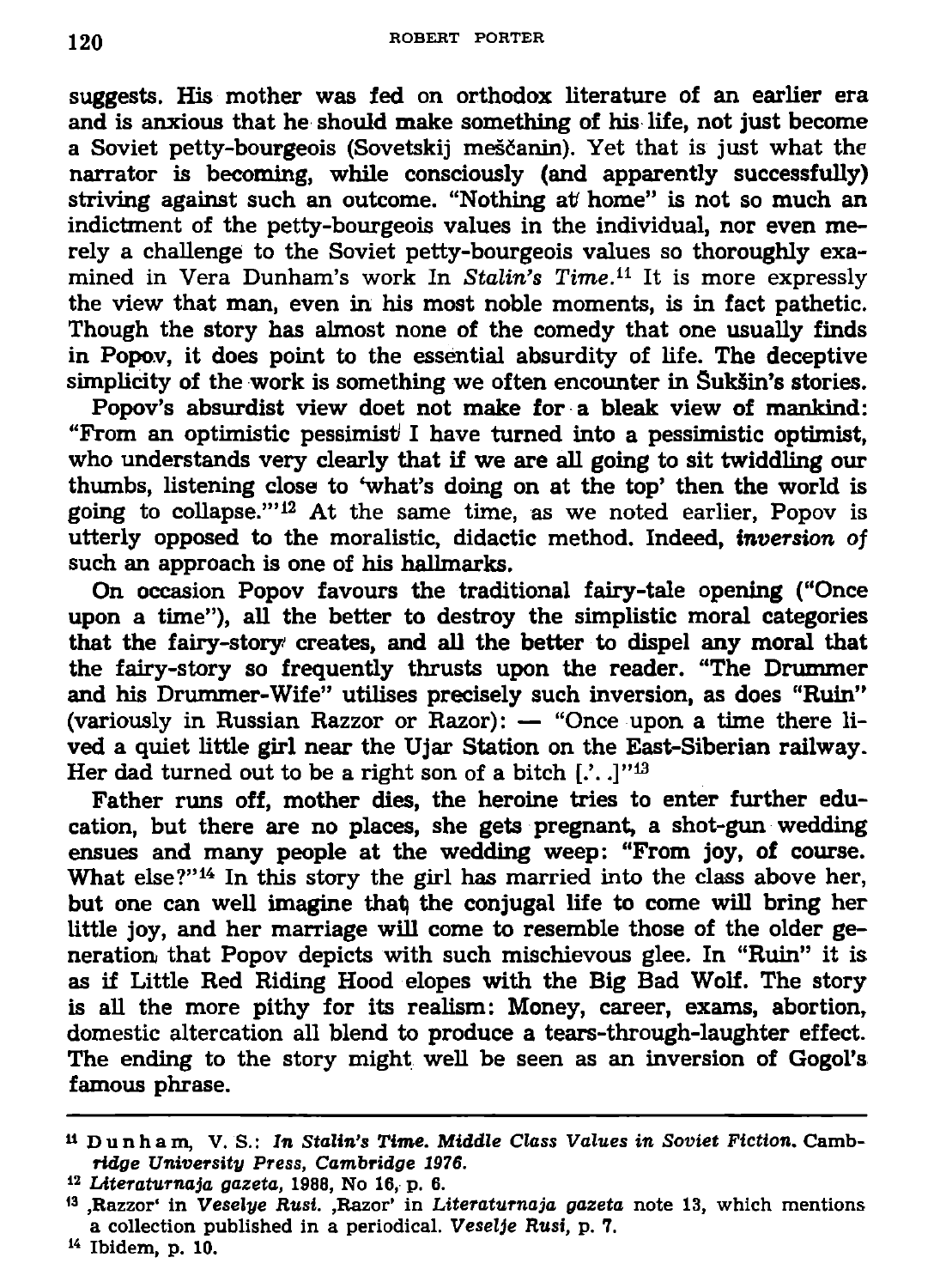suggests. His mother was fed on orthodox literature of an earlier era and is anxious that he should make something of his life, not just become a Soviet petty-bourgeois (Sovetskij meščanin). Yet that is just what the narrator is becoming, while consciously (and apparently successfully) striving against such an outcome. "Nothing at home" is not so much an indictment of the petty-bourgeois values in the individual, nor even merely a challenge to the Soviet petty-bourgeois values so thoroughly examined in Vera Dunham's work In *Stalin's Time*.[11] It is more expressly the view that man, even in his most noble moments, is in fact pathetic. Though the story has almost none of the comedy that one usually finds in Popov, it does point to the essential absurdity of life. The deceptive simplicity of the work is something we often encounter in Šukšin's stories.

Popov's absurdist view doet not make for a bleak view of mankind: "From an optimistic pessimist I have turned into a pessimistic optimist, who understands very clearly that if we are all going to sit twiddling our thumbs, listening close to 'what's doing on at the top' then the world is going to collapse.'"[12] At the same time, as we noted earlier, Popov is utterly opposed to the moralistic, didactic method. Indeed, *inversion of* such an approach is one of his hallmarks.

On occasion Popov favours the traditional fairy-tale opening ("Once upon a time"), all the better to destroy the simplistic moral categories that the fairy-story creates, and all the better to dispel any moral that the fairy-story so frequently thrusts upon the reader. "The Drummer and his Drummer-Wife" utilises precisely such inversion, as does "Ruin" (variously in Russian Razzor or Razor): — "Once upon a time there lived a quiet little girl near the Ujar Station on the East-Siberian railway. Her dad turned out to be a right son of a bitch [.'. .]"[13]

Father runs off, mother dies, the heroine tries to enter further education, but there are no places, she gets pregnant, a shot-gun wedding ensues and many people at the wedding weep: "From joy, of course. What else?"[14] In this story the girl has married into the class above her, but one can well imagine that the conjugal life to come will bring her little joy, and her marriage will come to resemble those of the older generation that Popov depicts with such mischievous glee. In "Ruin" it is as if Little Red Riding Hood elopes with the Big Bad Wolf. The story is all the more pithy for its realism: Money, career, exams, abortion, domestic altercation all blend to produce a tears-through-laughter effect. The ending to the story might well be seen as an inversion of Gogol's famous phrase.

---

[11] Dunham, V. S.: *In Stalin's Time. Middle Class Values in Soviet Fiction.* Cambridge University Press, Cambridge 1976.

[12] *Literaturnaja gazeta*, 1988, No 16, p. 6.

[13] ,Razzor' in *Veselye Rusi*. ,Razor' in *Literaturnaja gazeta* note 13, which mentions a collection published in a periodical. *Veselje Rusi*, p. 7.

[14] Ibidem, p. 10.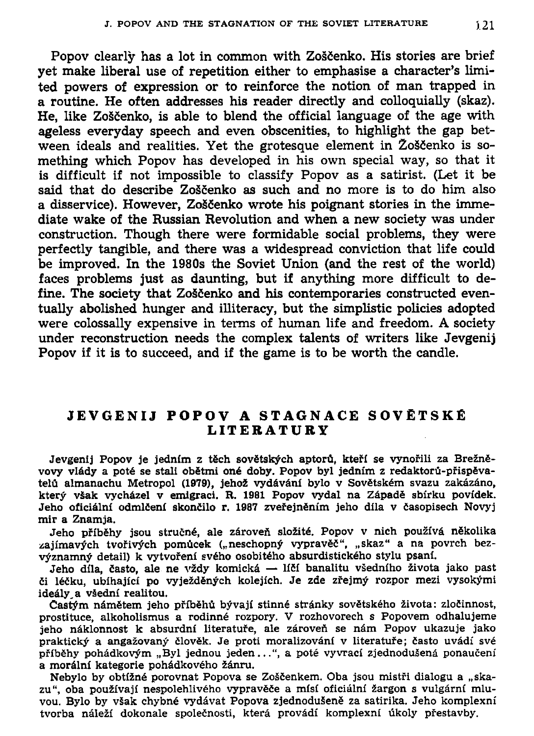Popov clearly has a lot in common with Zoščenko. His stories are brief yet make liberal use of repetition either to emphasise a character's limited powers of expression or to reinforce the notion of man trapped in a routine. He often addresses his reader directly and colloquially (skaz). He, like Zoščenko, is able to blend the official language of the age with ageless everyday speech and even obscenities, to highlight the gap between ideals and realities. Yet the grotesque element in Zoščenko is something which Popov has developed in his own special way, so that it is difficult if not impossible to classify Popov as a satirist. (Let it be said that do describe Zoščenko as such and no more is to do him also a disservice). However, Zoščenko wrote his poignant stories in the immediate wake of the Russian Revolution and when a new society was under construction. Though there were formidable social problems, they were perfectly tangible, and there was a widespread conviction that life could be improved. In the 1980s the Soviet Union (and the rest of the world) faces problems just as daunting, but if anything more difficult to define. The society that Zoščenko and his contemporaries constructed eventually abolished hunger and illiteracy, but the simplistic policies adopted were colossally expensive in terms of human life and freedom. A society under reconstruction needs the complex talents of writers like Jevgenij Popov if it is to succeed, and if the game is to be worth the candle.

## JEVGENIJ POPOV A STAGNACE SOVĚTSKÉ LITERATURY

Jevgenij Popov je jedním z těch sovětských aptorů, kteří se vynořili za Brežněvovy vlády a poté se stali obětmi oné doby. Popov byl jedním z redaktorů-přispěvatelů almanachu Metropol (1979), jehož vydávání bylo v Sovětském svazu zakázáno, který však vycházel v emigraci. R. 1981 Popov vydal na Západě sbírku povídek. Jeho oficiální odmlčení skončilo r. 1987 zveřejněním jeho díla v časopisech Novyj mir a Znamja.

Jeho příběhy jsou stručné, ale zároveň složité. Popov v nich používá několika zajímavých tvořivých pomůcek („neschopný vypravěč", „skaz" a na povrch bezvýznamný detail) k vytvoření svého osobitého absurdistického stylu psaní.

Jeho díla, často, ale ne vždy komická — líčí banalitu všedního života jako past či léčku, ubíhající po vyježděných kolejích. Je zde zřejmý rozpor mezi vysokými ideály a všední realitou.

Častým námětem jeho příběhů bývají stinné stránky sovětského života: zločinnost, prostituce, alkoholismus a rodinné rozpory. V rozhovorech s Popovem odhalujeme jeho náklonnost k absurdní literatuře, ale zároveň se nám Popov ukazuje jako praktický a angažovaný člověk. Je proti moralizování v literatuře; často uvádí své příběhy pohádkovým „Byl jednou jeden...", a poté vyvrací zjednodušená ponaučení a morální kategorie pohádkového žánru.

Nebylo by obtížné porovnat Popova se Zoščenkem. Oba jsou mistři dialogu a „skazu", oba používají nespolehlivého vypravěče a mísí oficiální žargon s vulgární mluvou. Bylo by však chybné vydávat Popova zjednodušeně za satirika. Jeho komplexní tvorba náleží dokonale společnosti, která provádí komplexní úkoly přestavby.